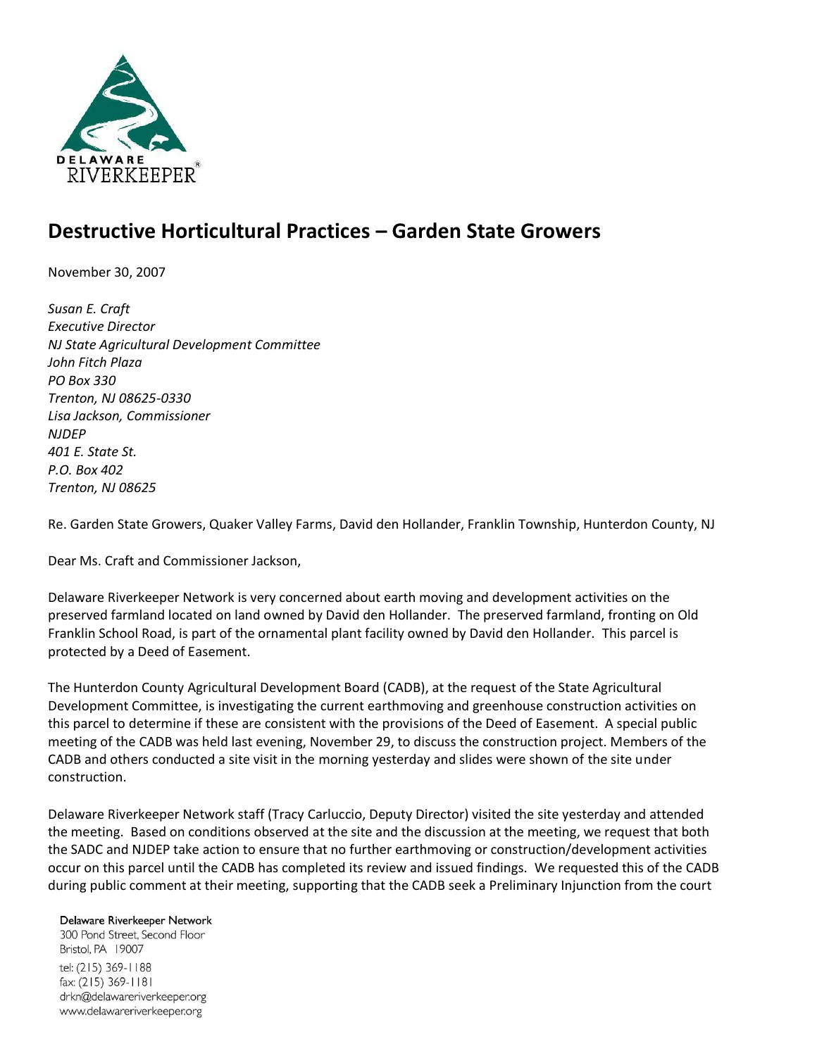# Destructive Horticultural Practices – Garden State Growers

November 30, 2007

*Susan E. Craft*
*Executive Director*
*NJ State Agricultural Development Committee*
*John Fitch Plaza*
*PO Box 330*
*Trenton, NJ 08625-0330*
*Lisa Jackson, Commissioner*
*NJDEP*
*401 E. State St.*
*P.O. Box 402*
*Trenton, NJ 08625*

Re. Garden State Growers, Quaker Valley Farms, David den Hollander, Franklin Township, Hunterdon County, NJ

Dear Ms. Craft and Commissioner Jackson,

Delaware Riverkeeper Network is very concerned about earth moving and development activities on the preserved farmland located on land owned by David den Hollander. The preserved farmland, fronting on Old Franklin School Road, is part of the ornamental plant facility owned by David den Hollander. This parcel is protected by a Deed of Easement.

The Hunterdon County Agricultural Development Board (CADB), at the request of the State Agricultural Development Committee, is investigating the current earthmoving and greenhouse construction activities on this parcel to determine if these are consistent with the provisions of the Deed of Easement. A special public meeting of the CADB was held last evening, November 29, to discuss the construction project. Members of the CADB and others conducted a site visit in the morning yesterday and slides were shown of the site under construction.

Delaware Riverkeeper Network staff (Tracy Carluccio, Deputy Director) visited the site yesterday and attended the meeting. Based on conditions observed at the site and the discussion at the meeting, we request that both the SADC and NJDEP take action to ensure that no further earthmoving or construction/development activities occur on this parcel until the CADB has completed its review and issued findings. We requested this of the CADB during public comment at their meeting, supporting that the CADB seek a Preliminary Injunction from the court

Delaware Riverkeeper Network
300 Pond Street, Second Floor
Bristol, PA 19007
tel: (215) 369-1188
fax: (215) 369-1181
drkn@delawareriverkeeper.org
www.delawareriverkeeper.org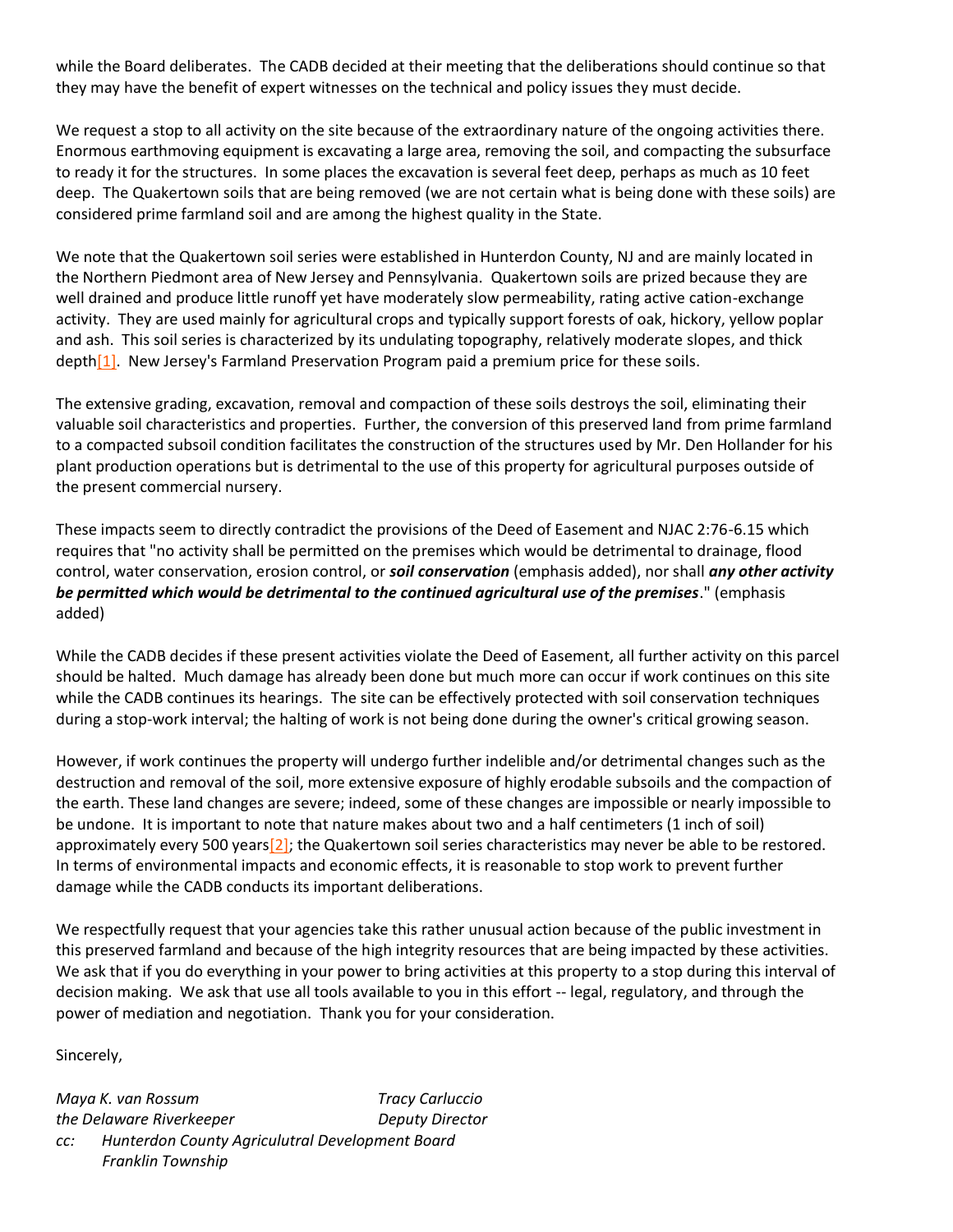while the Board deliberates. The CADB decided at their meeting that the deliberations should continue so that they may have the benefit of expert witnesses on the technical and policy issues they must decide.

We request a stop to all activity on the site because of the extraordinary nature of the ongoing activities there. Enormous earthmoving equipment is excavating a large area, removing the soil, and compacting the subsurface to ready it for the structures. In some places the excavation is several feet deep, perhaps as much as 10 feet deep. The Quakertown soils that are being removed (we are not certain what is being done with these soils) are considered prime farmland soil and are among the highest quality in the State.

We note that the Quakertown soil series were established in Hunterdon County, NJ and are mainly located in the Northern Piedmont area of New Jersey and Pennsylvania. Quakertown soils are prized because they are well drained and produce little runoff yet have moderately slow permeability, rating active cation-exchange activity. They are used mainly for agricultural crops and typically support forests of oak, hickory, yellow poplar and ash. This soil series is characterized by its undulating topography, relatively moderate slopes, and thick depth[1]. New Jersey's Farmland Preservation Program paid a premium price for these soils.

The extensive grading, excavation, removal and compaction of these soils destroys the soil, eliminating their valuable soil characteristics and properties. Further, the conversion of this preserved land from prime farmland to a compacted subsoil condition facilitates the construction of the structures used by Mr. Den Hollander for his plant production operations but is detrimental to the use of this property for agricultural purposes outside of the present commercial nursery.

These impacts seem to directly contradict the provisions of the Deed of Easement and NJAC 2:76-6.15 which requires that "no activity shall be permitted on the premises which would be detrimental to drainage, flood control, water conservation, erosion control, or ***soil conservation*** (emphasis added), nor shall ***any other activity be permitted which would be detrimental to the continued agricultural use of the premises***." (emphasis added)

While the CADB decides if these present activities violate the Deed of Easement, all further activity on this parcel should be halted. Much damage has already been done but much more can occur if work continues on this site while the CADB continues its hearings. The site can be effectively protected with soil conservation techniques during a stop-work interval; the halting of work is not being done during the owner's critical growing season.

However, if work continues the property will undergo further indelible and/or detrimental changes such as the destruction and removal of the soil, more extensive exposure of highly erodable subsoils and the compaction of the earth. These land changes are severe; indeed, some of these changes are impossible or nearly impossible to be undone. It is important to note that nature makes about two and a half centimeters (1 inch of soil) approximately every 500 years[2]; the Quakertown soil series characteristics may never be able to be restored. In terms of environmental impacts and economic effects, it is reasonable to stop work to prevent further damage while the CADB conducts its important deliberations.

We respectfully request that your agencies take this rather unusual action because of the public investment in this preserved farmland and because of the high integrity resources that are being impacted by these activities. We ask that if you do everything in your power to bring activities at this property to a stop during this interval of decision making. We ask that use all tools available to you in this effort -- legal, regulatory, and through the power of mediation and negotiation. Thank you for your consideration.

Sincerely,

*Maya K. van Rossum* — *Tracy Carluccio*
*the Delaware Riverkeeper* — *Deputy Director*

*cc: Hunterdon County Agriculutral Development Board*
*Franklin Township*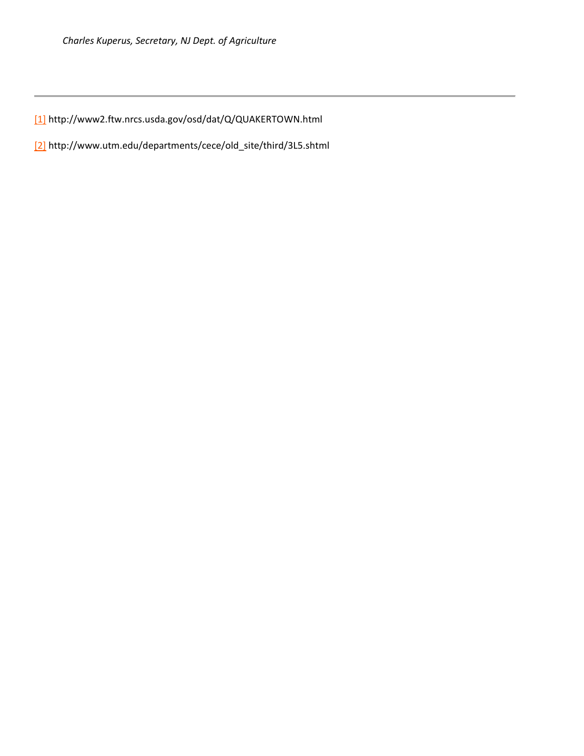*Charles Kuperus, Secretary, NJ Dept. of Agriculture*

---

[1] http://www2.ftw.nrcs.usda.gov/osd/dat/Q/QUAKERTOWN.html

[2] http://www.utm.edu/departments/cece/old_site/third/3L5.shtml